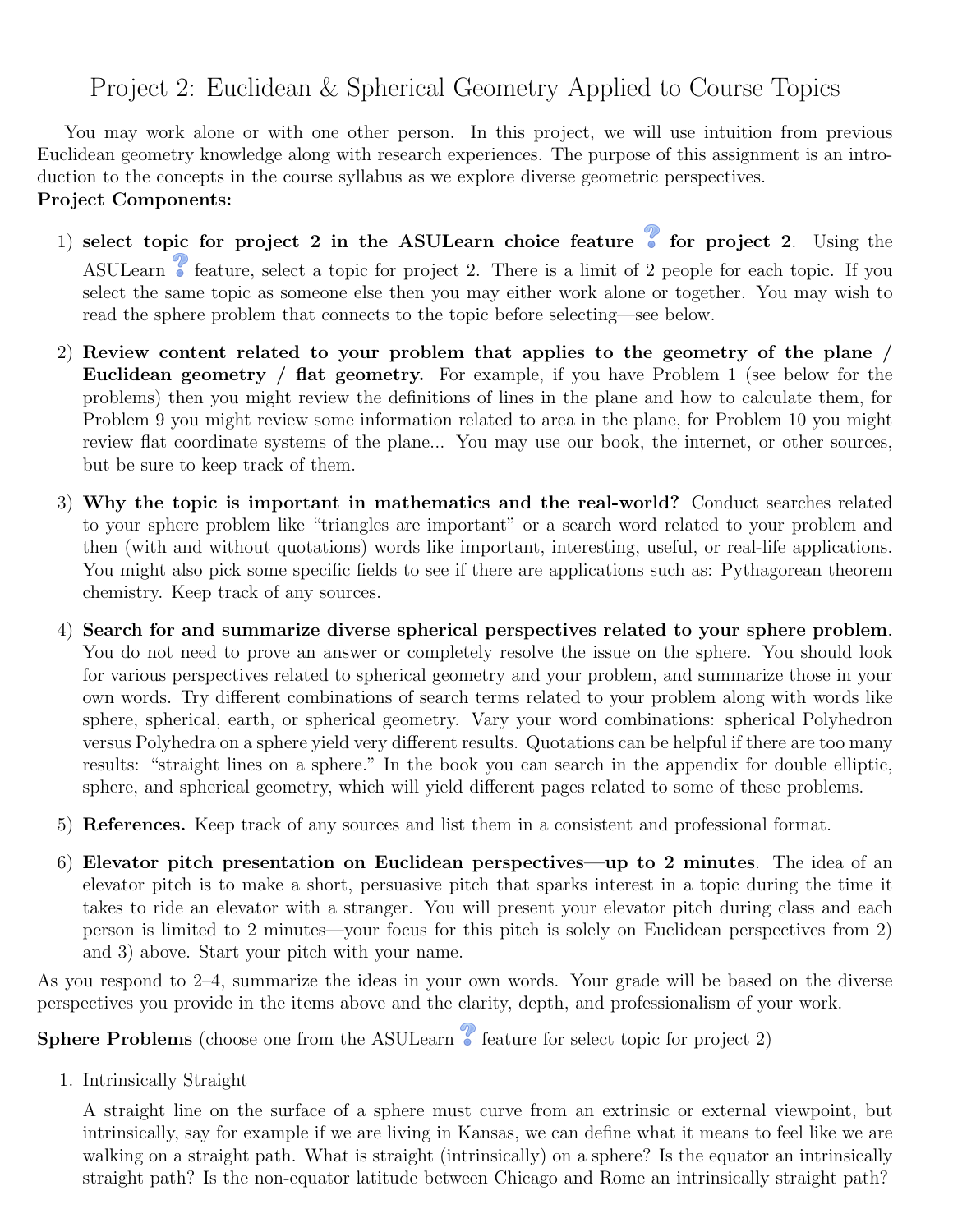# Project 2: Euclidean & Spherical Geometry Applied to Course Topics

You may work alone or with one other person. In this project, we will use intuition from previous Euclidean geometry knowledge along with research experiences. The purpose of this assignment is an introduction to the concepts in the course syllabus as we explore diverse geometric perspectives.

**Project Components:**

1) **select topic for project 2 in the ASULearn choice feature ? for project 2**. Using the ASULearn ? feature, select a topic for project 2. There is a limit of 2 people for each topic. If you select the same topic as someone else then you may either work alone or together. You may wish to read the sphere problem that connects to the topic before selecting—see below.

2) **Review content related to your problem that applies to the geometry of the plane / Euclidean geometry / flat geometry.** For example, if you have Problem 1 (see below for the problems) then you might review the definitions of lines in the plane and how to calculate them, for Problem 9 you might review some information related to area in the plane, for Problem 10 you might review flat coordinate systems of the plane... You may use our book, the internet, or other sources, but be sure to keep track of them.

3) **Why the topic is important in mathematics and the real-world?** Conduct searches related to your sphere problem like "triangles are important" or a search word related to your problem and then (with and without quotations) words like important, interesting, useful, or real-life applications. You might also pick some specific fields to see if there are applications such as: Pythagorean theorem chemistry. Keep track of any sources.

4) **Search for and summarize diverse spherical perspectives related to your sphere problem**. You do not need to prove an answer or completely resolve the issue on the sphere. You should look for various perspectives related to spherical geometry and your problem, and summarize those in your own words. Try different combinations of search terms related to your problem along with words like sphere, spherical, earth, or spherical geometry. Vary your word combinations: spherical Polyhedron versus Polyhedra on a sphere yield very different results. Quotations can be helpful if there are too many results: "straight lines on a sphere." In the book you can search in the appendix for double elliptic, sphere, and spherical geometry, which will yield different pages related to some of these problems.

5) **References.** Keep track of any sources and list them in a consistent and professional format.

6) **Elevator pitch presentation on Euclidean perspectives—up to 2 minutes**. The idea of an elevator pitch is to make a short, persuasive pitch that sparks interest in a topic during the time it takes to ride an elevator with a stranger. You will present your elevator pitch during class and each person is limited to 2 minutes—your focus for this pitch is solely on Euclidean perspectives from 2) and 3) above. Start your pitch with your name.

As you respond to 2–4, summarize the ideas in your own words. Your grade will be based on the diverse perspectives you provide in the items above and the clarity, depth, and professionalism of your work.

**Sphere Problems** (choose one from the ASULearn ? feature for select topic for project 2)

1. Intrinsically Straight

   A straight line on the surface of a sphere must curve from an extrinsic or external viewpoint, but intrinsically, say for example if we are living in Kansas, we can define what it means to feel like we are walking on a straight path. What is straight (intrinsically) on a sphere? Is the equator an intrinsically straight path? Is the non-equator latitude between Chicago and Rome an intrinsically straight path?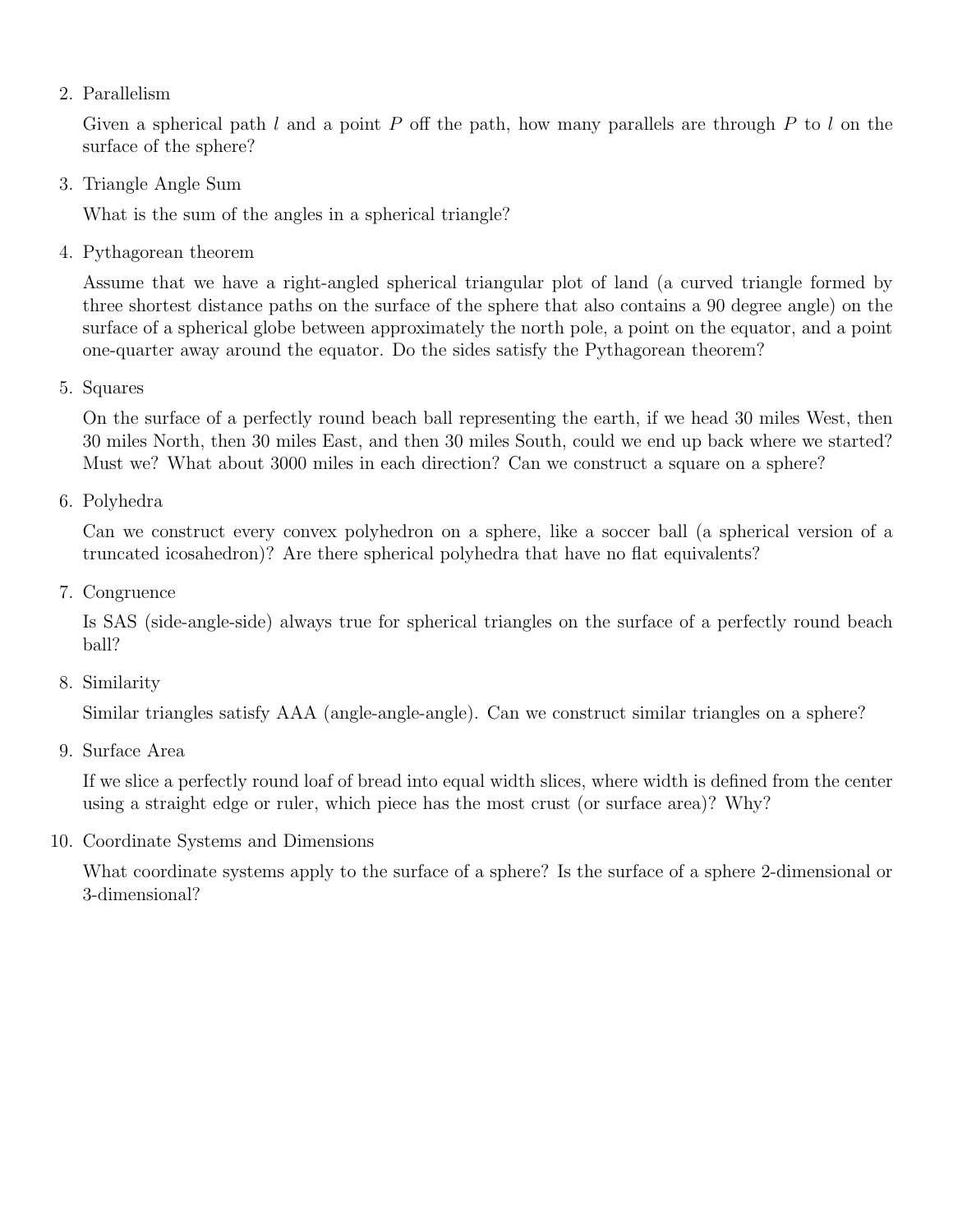2. Parallelism

   Given a spherical path $l$ and a point $P$ off the path, how many parallels are through $P$ to $l$ on the surface of the sphere?

3. Triangle Angle Sum

   What is the sum of the angles in a spherical triangle?

4. Pythagorean theorem

   Assume that we have a right-angled spherical triangular plot of land (a curved triangle formed by three shortest distance paths on the surface of the sphere that also contains a 90 degree angle) on the surface of a spherical globe between approximately the north pole, a point on the equator, and a point one-quarter away around the equator. Do the sides satisfy the Pythagorean theorem?

5. Squares

   On the surface of a perfectly round beach ball representing the earth, if we head 30 miles West, then 30 miles North, then 30 miles East, and then 30 miles South, could we end up back where we started? Must we? What about 3000 miles in each direction? Can we construct a square on a sphere?

6. Polyhedra

   Can we construct every convex polyhedron on a sphere, like a soccer ball (a spherical version of a truncated icosahedron)? Are there spherical polyhedra that have no flat equivalents?

7. Congruence

   Is SAS (side-angle-side) always true for spherical triangles on the surface of a perfectly round beach ball?

8. Similarity

   Similar triangles satisfy AAA (angle-angle-angle). Can we construct similar triangles on a sphere?

9. Surface Area

   If we slice a perfectly round loaf of bread into equal width slices, where width is defined from the center using a straight edge or ruler, which piece has the most crust (or surface area)? Why?

10. Coordinate Systems and Dimensions

    What coordinate systems apply to the surface of a sphere? Is the surface of a sphere 2-dimensional or 3-dimensional?